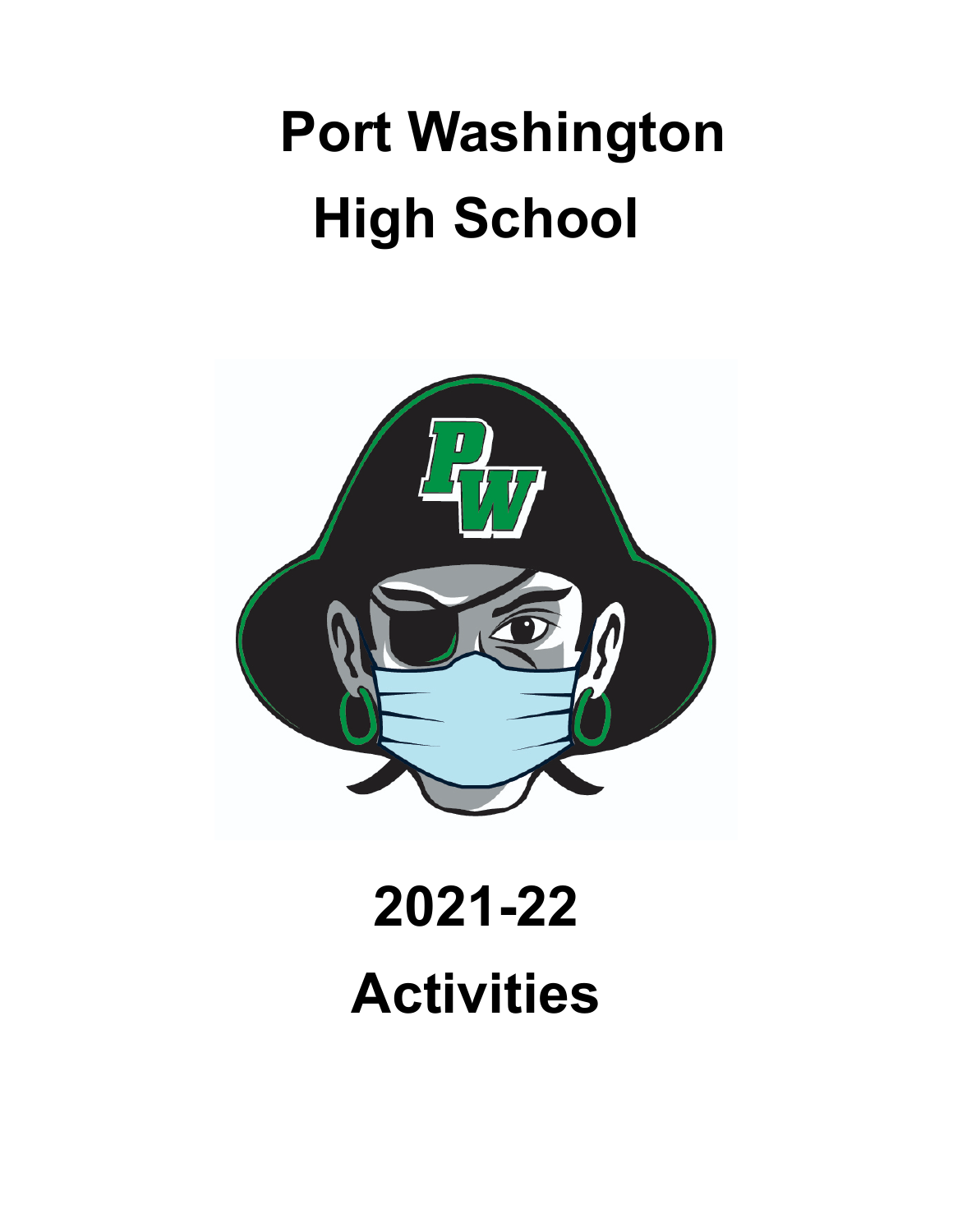# Port Washington High School

# 2021-22 Activities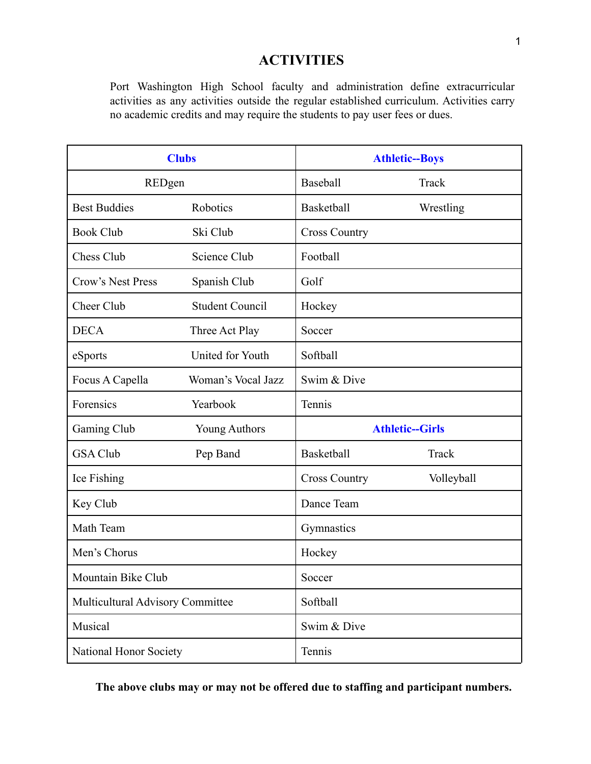# ACTIVITIES

Port Washington High School faculty and administration define extracurricular activities as any activities outside the regular established curriculum. Activities carry no academic credits and may require the students to pay user fees or dues.

| Clubs | | Athletic--Boys | |
|---|---|---|---|
| REDgen | | Baseball | Track |
| Best Buddies | Robotics | Basketball | Wrestling |
| Book Club | Ski Club | Cross Country | |
| Chess Club | Science Club | Football | |
| Crow's Nest Press | Spanish Club | Golf | |
| Cheer Club | Student Council | Hockey | |
| DECA | Three Act Play | Soccer | |
| eSports | United for Youth | Softball | |
| Focus A Capella | Woman's Vocal Jazz | Swim & Dive | |
| Forensics | Yearbook | Tennis | |
| Gaming Club | Young Authors | **Athletic--Girls** | |
| GSA Club | Pep Band | Basketball | Track |
| Ice Fishing | | Cross Country | Volleyball |
| Key Club | | Dance Team | |
| Math Team | | Gymnastics | |
| Men's Chorus | | Hockey | |
| Mountain Bike Club | | Soccer | |
| Multicultural Advisory Committee | | Softball | |
| Musical | | Swim & Dive | |
| National Honor Society | | Tennis | |

**The above clubs may or may not be offered due to staffing and participant numbers.**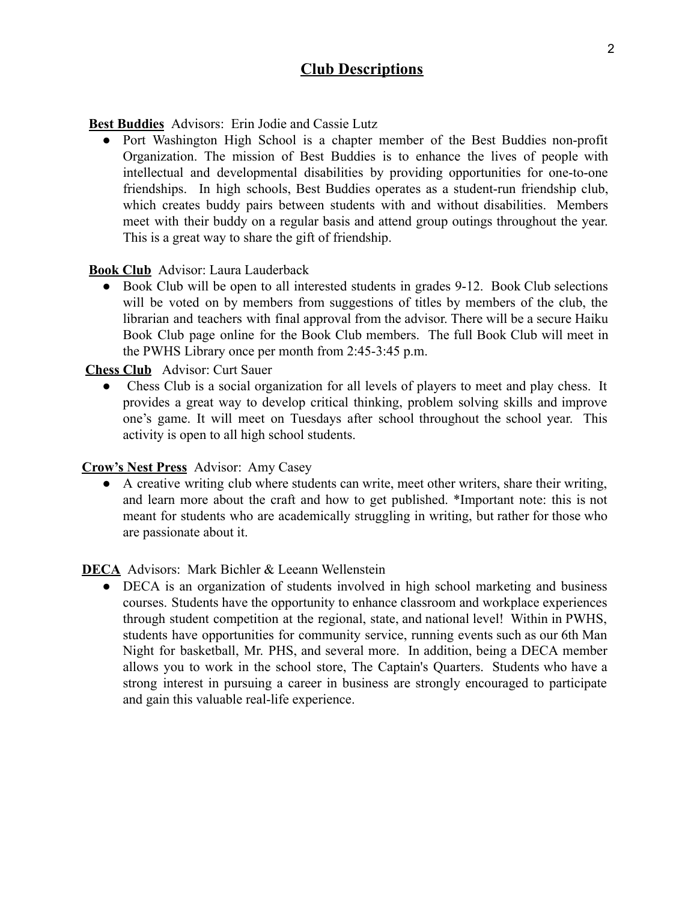## Club Descriptions

**Best Buddies** Advisors: Erin Jodie and Cassie Lutz

- Port Washington High School is a chapter member of the Best Buddies non-profit Organization. The mission of Best Buddies is to enhance the lives of people with intellectual and developmental disabilities by providing opportunities for one-to-one friendships. In high schools, Best Buddies operates as a student-run friendship club, which creates buddy pairs between students with and without disabilities. Members meet with their buddy on a regular basis and attend group outings throughout the year. This is a great way to share the gift of friendship.

**Book Club** Advisor: Laura Lauderback

- Book Club will be open to all interested students in grades 9-12. Book Club selections will be voted on by members from suggestions of titles by members of the club, the librarian and teachers with final approval from the advisor. There will be a secure Haiku Book Club page online for the Book Club members. The full Book Club will meet in the PWHS Library once per month from 2:45-3:45 p.m.

**Chess Club** Advisor: Curt Sauer

- Chess Club is a social organization for all levels of players to meet and play chess. It provides a great way to develop critical thinking, problem solving skills and improve one's game. It will meet on Tuesdays after school throughout the school year. This activity is open to all high school students.

**Crow's Nest Press** Advisor: Amy Casey

- A creative writing club where students can write, meet other writers, share their writing, and learn more about the craft and how to get published. *Important note: this is not meant for students who are academically struggling in writing, but rather for those who are passionate about it.

**DECA** Advisors: Mark Bichler & Leeann Wellenstein

- DECA is an organization of students involved in high school marketing and business courses. Students have the opportunity to enhance classroom and workplace experiences through student competition at the regional, state, and national level! Within in PWHS, students have opportunities for community service, running events such as our 6th Man Night for basketball, Mr. PHS, and several more. In addition, being a DECA member allows you to work in the school store, The Captain's Quarters. Students who have a strong interest in pursuing a career in business are strongly encouraged to participate and gain this valuable real-life experience.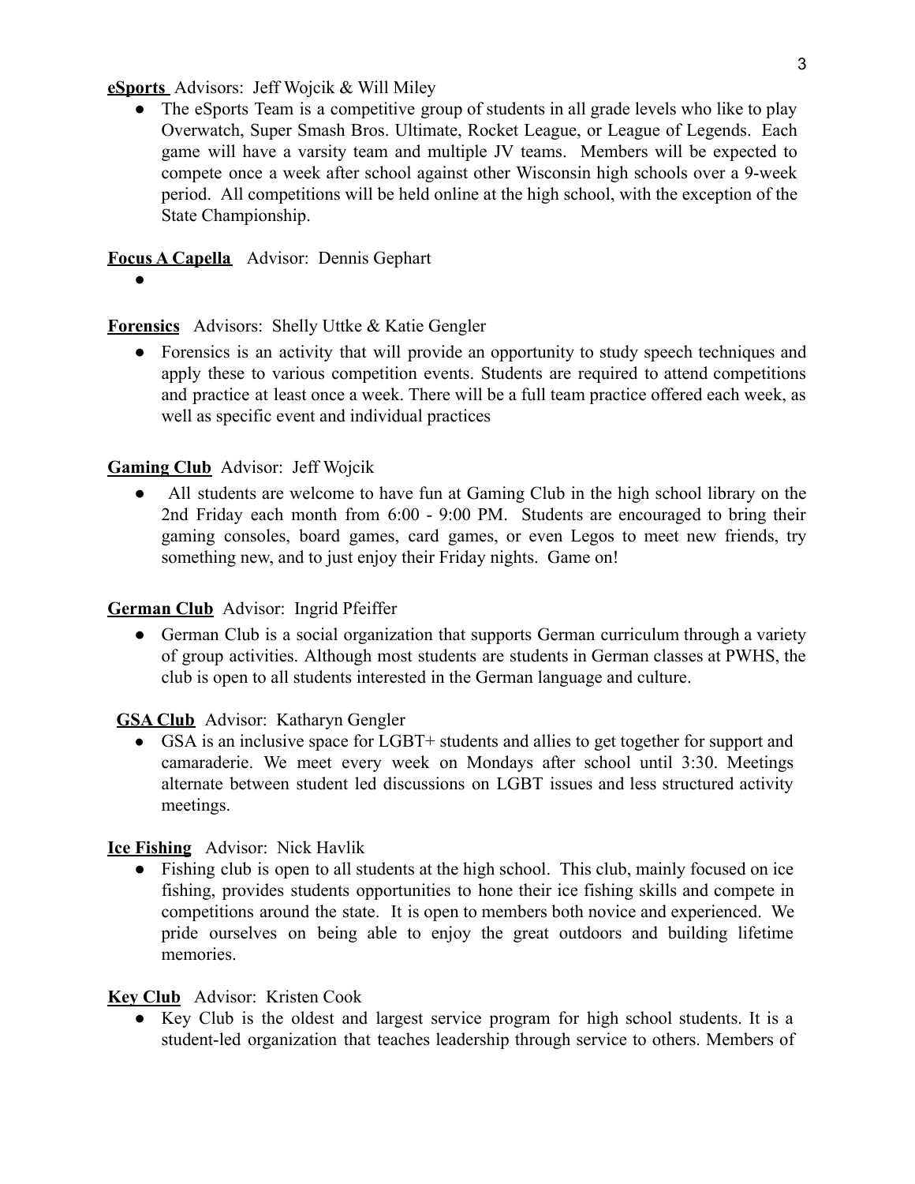**eSports** Advisors: Jeff Wojcik & Will Miley

- The eSports Team is a competitive group of students in all grade levels who like to play Overwatch, Super Smash Bros. Ultimate, Rocket League, or League of Legends. Each game will have a varsity team and multiple JV teams. Members will be expected to compete once a week after school against other Wisconsin high schools over a 9-week period. All competitions will be held online at the high school, with the exception of the State Championship.

**Focus A Capella** Advisor: Dennis Gephart

- 

**Forensics** Advisors: Shelly Uttke & Katie Gengler

- Forensics is an activity that will provide an opportunity to study speech techniques and apply these to various competition events. Students are required to attend competitions and practice at least once a week. There will be a full team practice offered each week, as well as specific event and individual practices

**Gaming Club** Advisor: Jeff Wojcik

- All students are welcome to have fun at Gaming Club in the high school library on the 2nd Friday each month from 6:00 - 9:00 PM. Students are encouraged to bring their gaming consoles, board games, card games, or even Legos to meet new friends, try something new, and to just enjoy their Friday nights. Game on!

**German Club** Advisor: Ingrid Pfeiffer

- German Club is a social organization that supports German curriculum through a variety of group activities. Although most students are students in German classes at PWHS, the club is open to all students interested in the German language and culture.

**GSA Club** Advisor: Katharyn Gengler

- GSA is an inclusive space for LGBT+ students and allies to get together for support and camaraderie. We meet every week on Mondays after school until 3:30. Meetings alternate between student led discussions on LGBT issues and less structured activity meetings.

**Ice Fishing** Advisor: Nick Havlik

- Fishing club is open to all students at the high school. This club, mainly focused on ice fishing, provides students opportunities to hone their ice fishing skills and compete in competitions around the state. It is open to members both novice and experienced. We pride ourselves on being able to enjoy the great outdoors and building lifetime memories.

**Key Club** Advisor: Kristen Cook

- Key Club is the oldest and largest service program for high school students. It is a student-led organization that teaches leadership through service to others. Members of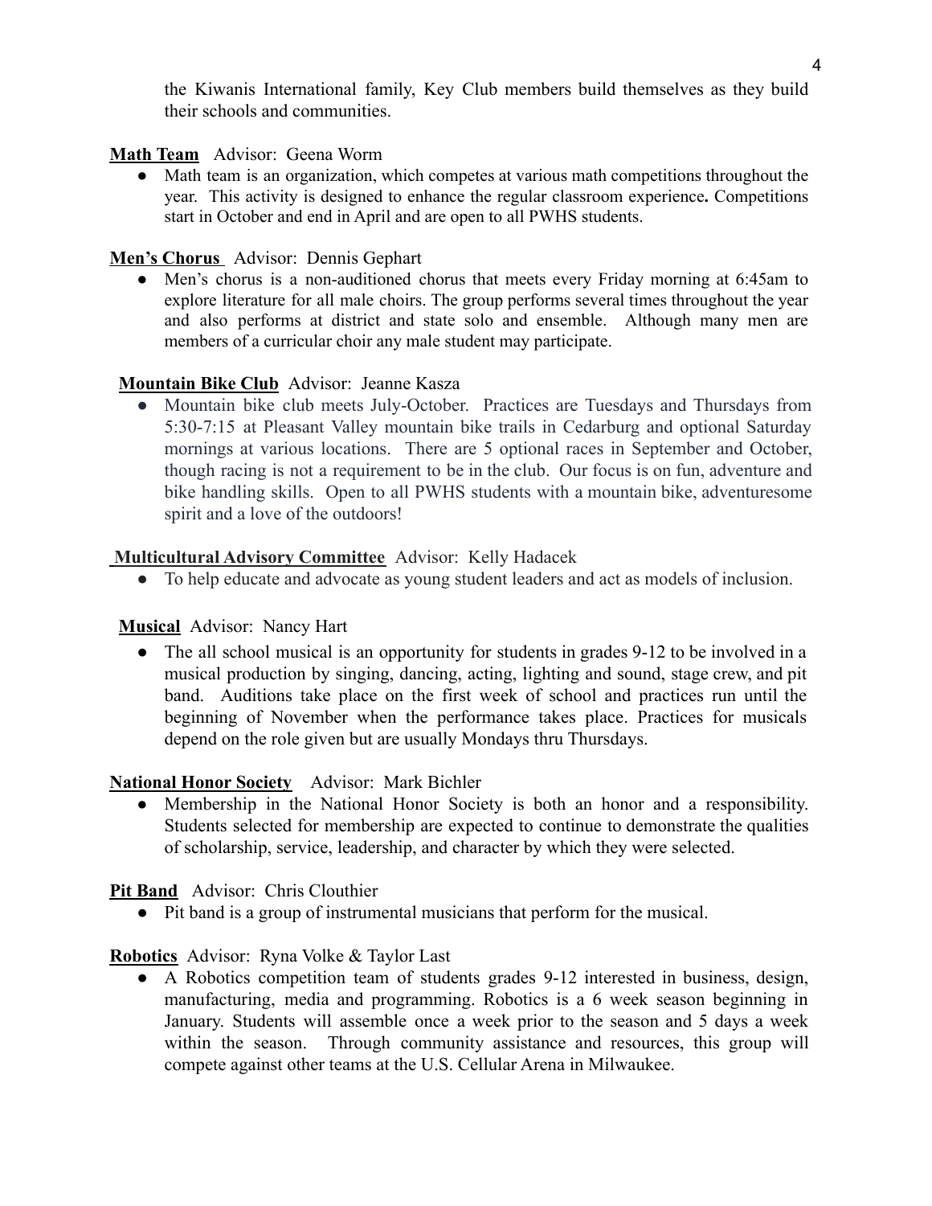the Kiwanis International family, Key Club members build themselves as they build their schools and communities.

**Math Team** Advisor: Geena Worm

- Math team is an organization, which competes at various math competitions throughout the year. This activity is designed to enhance the regular classroom experience**.** Competitions start in October and end in April and are open to all PWHS students.

**Men's Chorus** Advisor: Dennis Gephart

- Men's chorus is a non-auditioned chorus that meets every Friday morning at 6:45am to explore literature for all male choirs. The group performs several times throughout the year and also performs at district and state solo and ensemble. Although many men are members of a curricular choir any male student may participate.

**Mountain Bike Club** Advisor: Jeanne Kasza

- Mountain bike club meets July-October. Practices are Tuesdays and Thursdays from 5:30-7:15 at Pleasant Valley mountain bike trails in Cedarburg and optional Saturday mornings at various locations. There are 5 optional races in September and October, though racing is not a requirement to be in the club. Our focus is on fun, adventure and bike handling skills. Open to all PWHS students with a mountain bike, adventuresome spirit and a love of the outdoors!

**Multicultural Advisory Committee** Advisor: Kelly Hadacek

- To help educate and advocate as young student leaders and act as models of inclusion.

**Musical** Advisor: Nancy Hart

- The all school musical is an opportunity for students in grades 9-12 to be involved in a musical production by singing, dancing, acting, lighting and sound, stage crew, and pit band. Auditions take place on the first week of school and practices run until the beginning of November when the performance takes place. Practices for musicals depend on the role given but are usually Mondays thru Thursdays.

**National Honor Society** Advisor: Mark Bichler

- Membership in the National Honor Society is both an honor and a responsibility. Students selected for membership are expected to continue to demonstrate the qualities of scholarship, service, leadership, and character by which they were selected.

**Pit Band** Advisor: Chris Clouthier

- Pit band is a group of instrumental musicians that perform for the musical.

**Robotics** Advisor: Ryna Volke & Taylor Last

- A Robotics competition team of students grades 9-12 interested in business, design, manufacturing, media and programming. Robotics is a 6 week season beginning in January. Students will assemble once a week prior to the season and 5 days a week within the season. Through community assistance and resources, this group will compete against other teams at the U.S. Cellular Arena in Milwaukee.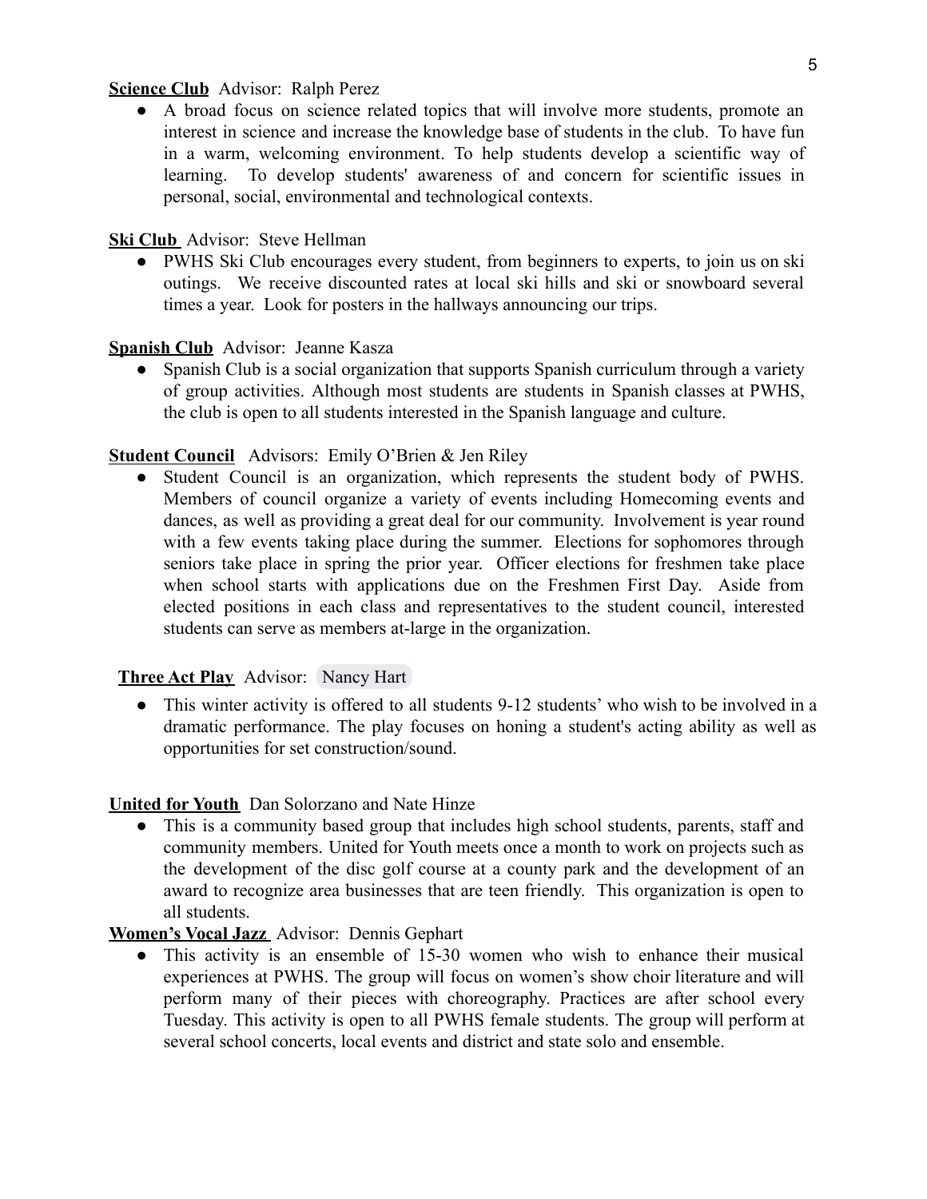**Science Club** Advisor: Ralph Perez

- A broad focus on science related topics that will involve more students, promote an interest in science and increase the knowledge base of students in the club. To have fun in a warm, welcoming environment. To help students develop a scientific way of learning. To develop students' awareness of and concern for scientific issues in personal, social, environmental and technological contexts.

**Ski Club** Advisor: Steve Hellman

- PWHS Ski Club encourages every student, from beginners to experts, to join us on ski outings. We receive discounted rates at local ski hills and ski or snowboard several times a year. Look for posters in the hallways announcing our trips.

**Spanish Club** Advisor: Jeanne Kasza

- Spanish Club is a social organization that supports Spanish curriculum through a variety of group activities. Although most students are students in Spanish classes at PWHS, the club is open to all students interested in the Spanish language and culture.

**Student Council** Advisors: Emily O'Brien & Jen Riley

- Student Council is an organization, which represents the student body of PWHS. Members of council organize a variety of events including Homecoming events and dances, as well as providing a great deal for our community. Involvement is year round with a few events taking place during the summer. Elections for sophomores through seniors take place in spring the prior year. Officer elections for freshmen take place when school starts with applications due on the Freshmen First Day. Aside from elected positions in each class and representatives to the student council, interested students can serve as members at-large in the organization.

**Three Act Play** Advisor: Nancy Hart

- This winter activity is offered to all students 9-12 students' who wish to be involved in a dramatic performance. The play focuses on honing a student's acting ability as well as opportunities for set construction/sound.

**United for Youth** Dan Solorzano and Nate Hinze

- This is a community based group that includes high school students, parents, staff and community members. United for Youth meets once a month to work on projects such as the development of the disc golf course at a county park and the development of an award to recognize area businesses that are teen friendly. This organization is open to all students.

**Women's Vocal Jazz** Advisor: Dennis Gephart

- This activity is an ensemble of 15-30 women who wish to enhance their musical experiences at PWHS. The group will focus on women's show choir literature and will perform many of their pieces with choreography. Practices are after school every Tuesday. This activity is open to all PWHS female students. The group will perform at several school concerts, local events and district and state solo and ensemble.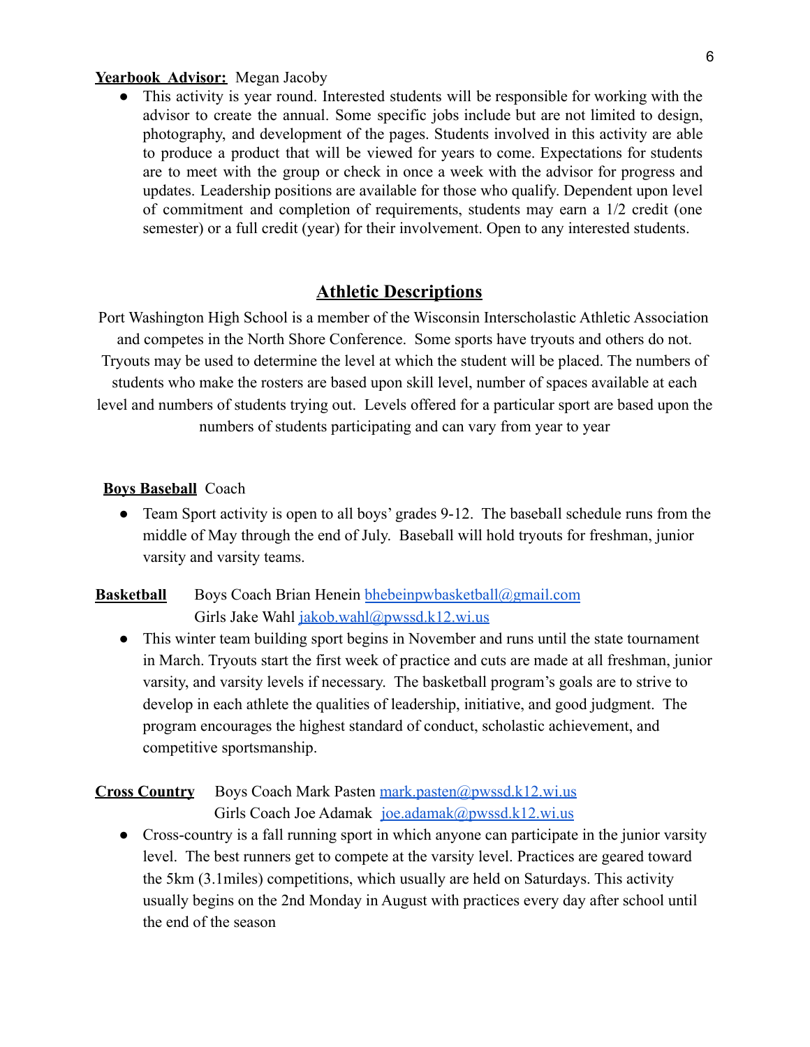**Yearbook Advisor:** Megan Jacoby

- This activity is year round. Interested students will be responsible for working with the advisor to create the annual. Some specific jobs include but are not limited to design, photography, and development of the pages. Students involved in this activity are able to produce a product that will be viewed for years to come. Expectations for students are to meet with the group or check in once a week with the advisor for progress and updates. Leadership positions are available for those who qualify. Dependent upon level of commitment and completion of requirements, students may earn a 1/2 credit (one semester) or a full credit (year) for their involvement. Open to any interested students.

## Athletic Descriptions

Port Washington High School is a member of the Wisconsin Interscholastic Athletic Association and competes in the North Shore Conference. Some sports have tryouts and others do not. Tryouts may be used to determine the level at which the student will be placed. The numbers of students who make the rosters are based upon skill level, number of spaces available at each level and numbers of students trying out. Levels offered for a particular sport are based upon the numbers of students participating and can vary from year to year

**Boys Baseball** Coach

- Team Sport activity is open to all boys' grades 9-12. The baseball schedule runs from the middle of May through the end of July. Baseball will hold tryouts for freshman, junior varsity and varsity teams.

**Basketball** Boys Coach Brian Henein bhebeinpwbasketball@gmail.com
Girls Jake Wahl jakob.wahl@pwssd.k12.wi.us

- This winter team building sport begins in November and runs until the state tournament in March. Tryouts start the first week of practice and cuts are made at all freshman, junior varsity, and varsity levels if necessary. The basketball program's goals are to strive to develop in each athlete the qualities of leadership, initiative, and good judgment. The program encourages the highest standard of conduct, scholastic achievement, and competitive sportsmanship.

**Cross Country** Boys Coach Mark Pasten mark.pasten@pwssd.k12.wi.us
Girls Coach Joe Adamak joe.adamak@pwssd.k12.wi.us

- Cross-country is a fall running sport in which anyone can participate in the junior varsity level. The best runners get to compete at the varsity level. Practices are geared toward the 5km (3.1miles) competitions, which usually are held on Saturdays. This activity usually begins on the 2nd Monday in August with practices every day after school until the end of the season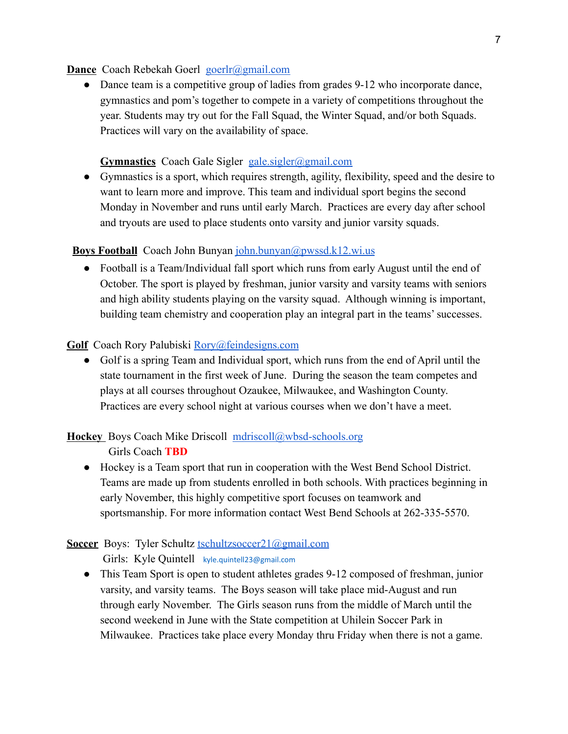**Dance** Coach Rebekah Goerl goerlr@gmail.com

- Dance team is a competitive group of ladies from grades 9-12 who incorporate dance, gymnastics and pom's together to compete in a variety of competitions throughout the year. Students may try out for the Fall Squad, the Winter Squad, and/or both Squads. Practices will vary on the availability of space.

**Gymnastics** Coach Gale Sigler gale.sigler@gmail.com

- Gymnastics is a sport, which requires strength, agility, flexibility, speed and the desire to want to learn more and improve. This team and individual sport begins the second Monday in November and runs until early March. Practices are every day after school and tryouts are used to place students onto varsity and junior varsity squads.

**Boys Football** Coach John Bunyan john.bunyan@pwssd.k12.wi.us

- Football is a Team/Individual fall sport which runs from early August until the end of October. The sport is played by freshman, junior varsity and varsity teams with seniors and high ability students playing on the varsity squad. Although winning is important, building team chemistry and cooperation play an integral part in the teams' successes.

**Golf** Coach Rory Palubiski Rory@feindesigns.com

- Golf is a spring Team and Individual sport, which runs from the end of April until the state tournament in the first week of June. During the season the team competes and plays at all courses throughout Ozaukee, Milwaukee, and Washington County. Practices are every school night at various courses when we don't have a meet.

**Hockey** Boys Coach Mike Driscoll mdriscoll@wbsd-schools.org
Girls Coach **TBD**

- Hockey is a Team sport that run in cooperation with the West Bend School District. Teams are made up from students enrolled in both schools. With practices beginning in early November, this highly competitive sport focuses on teamwork and sportsmanship. For more information contact West Bend Schools at 262-335-5570.

**Soccer** Boys: Tyler Schultz tschultzsoccer21@gmail.com
Girls: Kyle Quintell kyle.quintell23@gmail.com

- This Team Sport is open to student athletes grades 9-12 composed of freshman, junior varsity, and varsity teams. The Boys season will take place mid-August and run through early November. The Girls season runs from the middle of March until the second weekend in June with the State competition at Uhilein Soccer Park in Milwaukee. Practices take place every Monday thru Friday when there is not a game.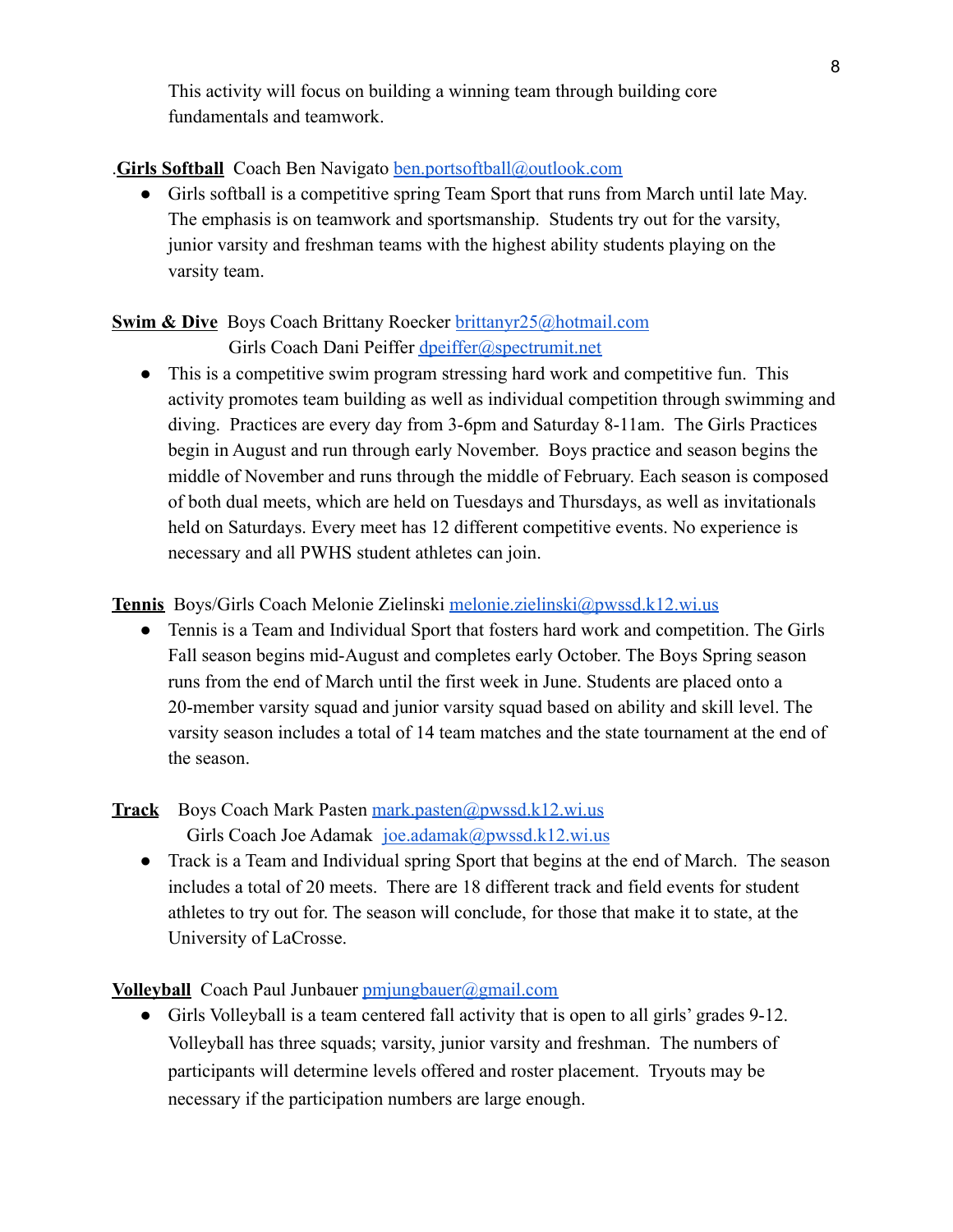This activity will focus on building a winning team through building core fundamentals and teamwork.

.**Girls Softball** Coach Ben Navigato ben.portsoftball@outlook.com

- Girls softball is a competitive spring Team Sport that runs from March until late May. The emphasis is on teamwork and sportsmanship. Students try out for the varsity, junior varsity and freshman teams with the highest ability students playing on the varsity team.

**Swim & Dive** Boys Coach Brittany Roecker brittanyr25@hotmail.com
Girls Coach Dani Peiffer dpeiffer@spectrumit.net

- This is a competitive swim program stressing hard work and competitive fun. This activity promotes team building as well as individual competition through swimming and diving. Practices are every day from 3-6pm and Saturday 8-11am. The Girls Practices begin in August and run through early November. Boys practice and season begins the middle of November and runs through the middle of February. Each season is composed of both dual meets, which are held on Tuesdays and Thursdays, as well as invitationals held on Saturdays. Every meet has 12 different competitive events. No experience is necessary and all PWHS student athletes can join.

**Tennis** Boys/Girls Coach Melonie Zielinski melonie.zielinski@pwssd.k12.wi.us

- Tennis is a Team and Individual Sport that fosters hard work and competition. The Girls Fall season begins mid-August and completes early October. The Boys Spring season runs from the end of March until the first week in June. Students are placed onto a 20-member varsity squad and junior varsity squad based on ability and skill level. The varsity season includes a total of 14 team matches and the state tournament at the end of the season.

**Track** Boys Coach Mark Pasten mark.pasten@pwssd.k12.wi.us
Girls Coach Joe Adamak joe.adamak@pwssd.k12.wi.us

- Track is a Team and Individual spring Sport that begins at the end of March. The season includes a total of 20 meets. There are 18 different track and field events for student athletes to try out for. The season will conclude, for those that make it to state, at the University of LaCrosse.

**Volleyball** Coach Paul Junbauer pmjungbauer@gmail.com

- Girls Volleyball is a team centered fall activity that is open to all girls' grades 9-12. Volleyball has three squads; varsity, junior varsity and freshman. The numbers of participants will determine levels offered and roster placement. Tryouts may be necessary if the participation numbers are large enough.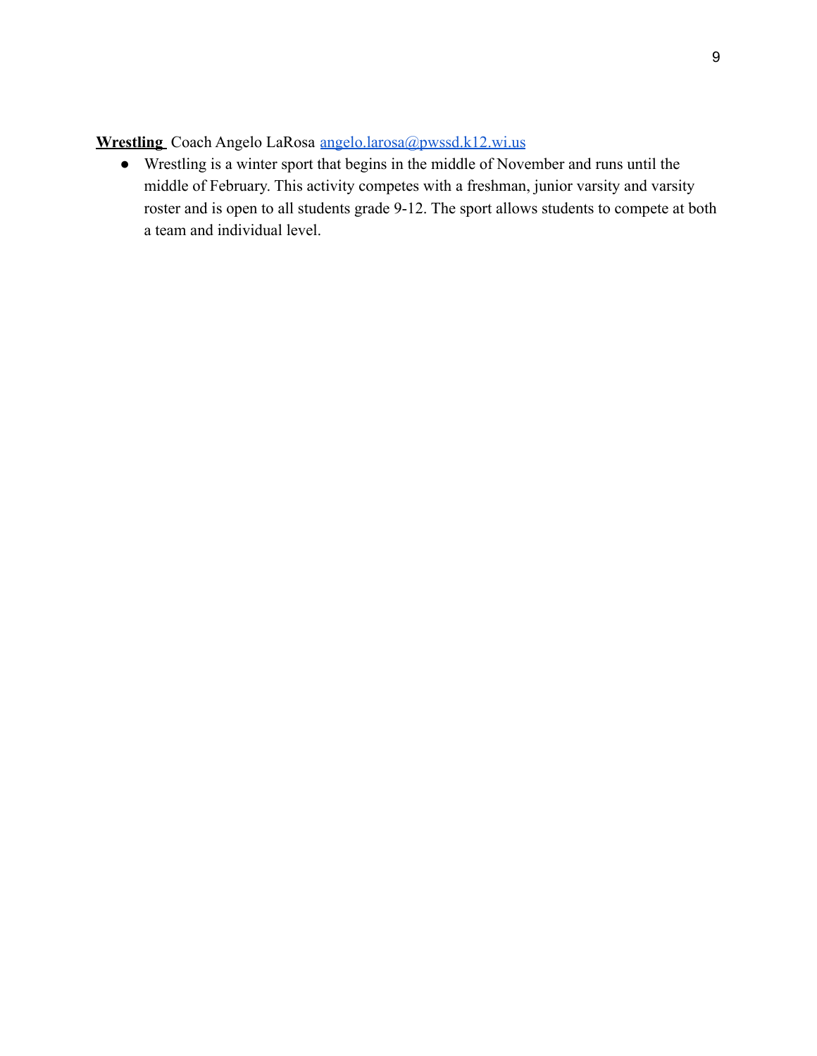**Wrestling** Coach Angelo LaRosa [angelo.larosa@pwssd.k12.wi.us](mailto:angelo.larosa@pwssd.k12.wi.us)

- Wrestling is a winter sport that begins in the middle of November and runs until the middle of February. This activity competes with a freshman, junior varsity and varsity roster and is open to all students grade 9-12. The sport allows students to compete at both a team and individual level.